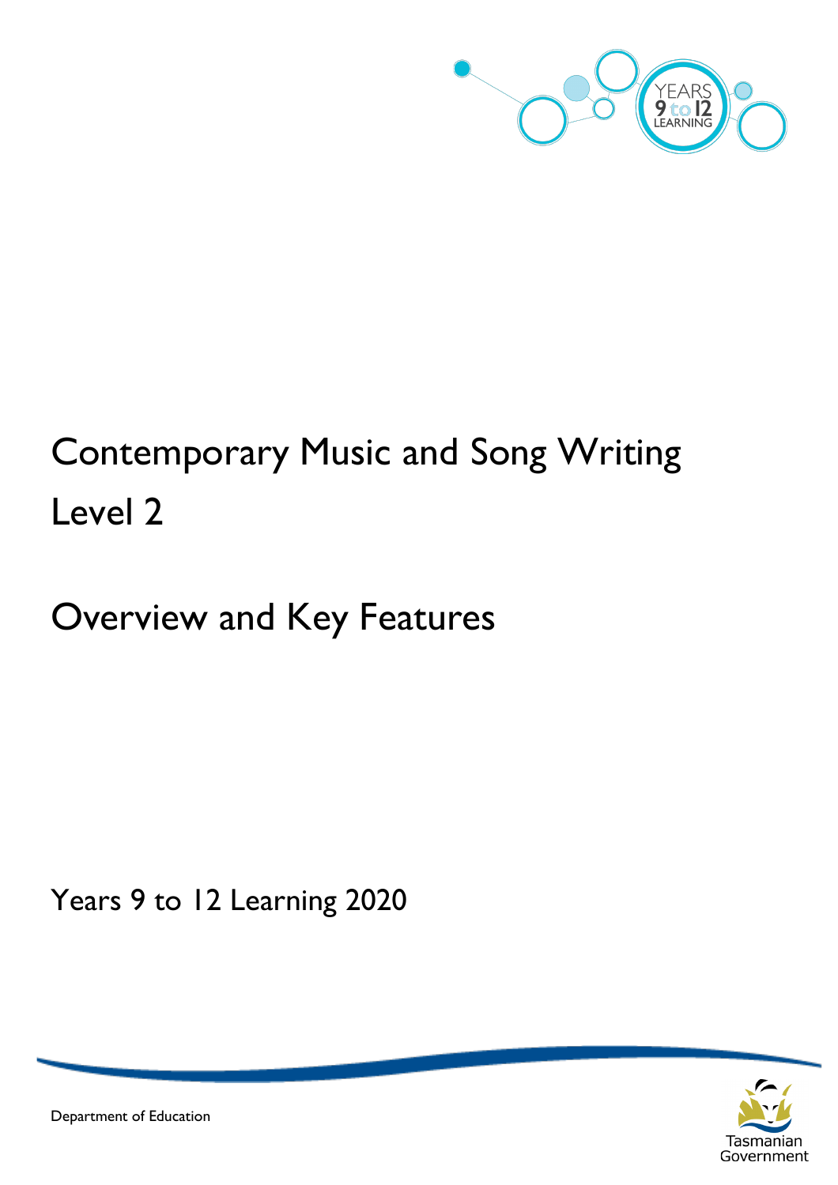# Contemporary Music and Song Writing Level 2

## Overview and Key Features

Years 9 to 12 Learning 2020

Department of Education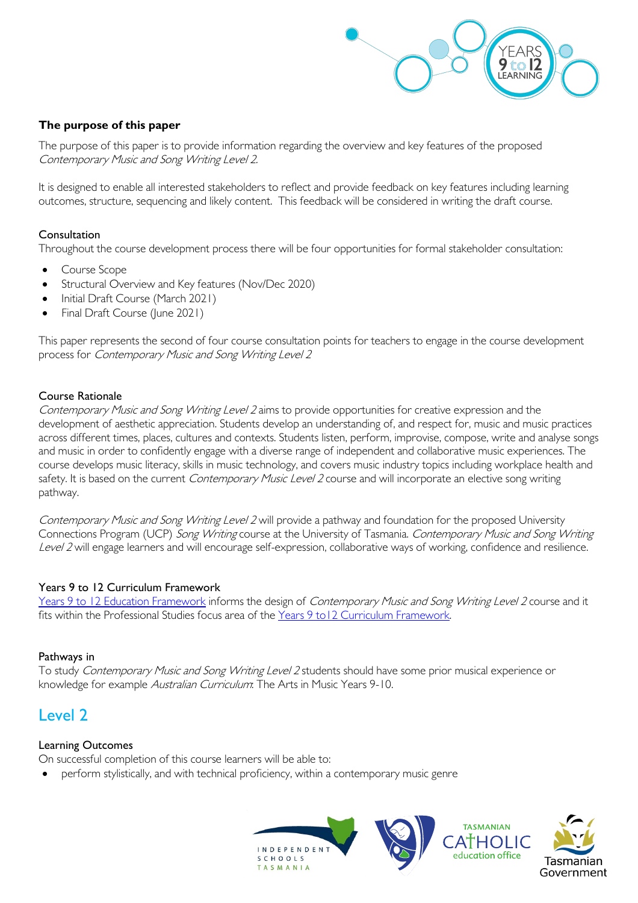**The purpose of this paper**

The purpose of this paper is to provide information regarding the overview and key features of the proposed *Contemporary Music and Song Writing Level 2.*

It is designed to enable all interested stakeholders to reflect and provide feedback on key features including learning outcomes, structure, sequencing and likely content. This feedback will be considered in writing the draft course.

### Consultation

Throughout the course development process there will be four opportunities for formal stakeholder consultation:

- Course Scope
- Structural Overview and Key features (Nov/Dec 2020)
- Initial Draft Course (March 2021)
- Final Draft Course (June 2021)

This paper represents the second of four course consultation points for teachers to engage in the course development process for *Contemporary Music and Song Writing Level 2*

### Course Rationale

*Contemporary Music and Song Writing Level 2* aims to provide opportunities for creative expression and the development of aesthetic appreciation. Students develop an understanding of, and respect for, music and music practices across different times, places, cultures and contexts. Students listen, perform, improvise, compose, write and analyse songs and music in order to confidently engage with a diverse range of independent and collaborative music experiences. The course develops music literacy, skills in music technology, and covers music industry topics including workplace health and safety. It is based on the current *Contemporary Music Level 2* course and will incorporate an elective song writing pathway.

*Contemporary Music and Song Writing Level 2* will provide a pathway and foundation for the proposed University Connections Program (UCP) *Song Writing* course at the University of Tasmania. *Contemporary Music and Song Writing Level 2* will engage learners and will encourage self-expression, collaborative ways of working, confidence and resilience.

### Years 9 to 12 Curriculum Framework

Years 9 to 12 Education Framework informs the design of *Contemporary Music and Song Writing Level 2* course and it fits within the Professional Studies focus area of the Years 9 to12 Curriculum Framework.

### Pathways in

To study *Contemporary Music and Song Writing Level 2* students should have some prior musical experience or knowledge for example *Australian Curriculum*: The Arts in Music Years 9-10.

## Level 2

### Learning Outcomes

On successful completion of this course learners will be able to:

- perform stylistically, and with technical proficiency, within a contemporary music genre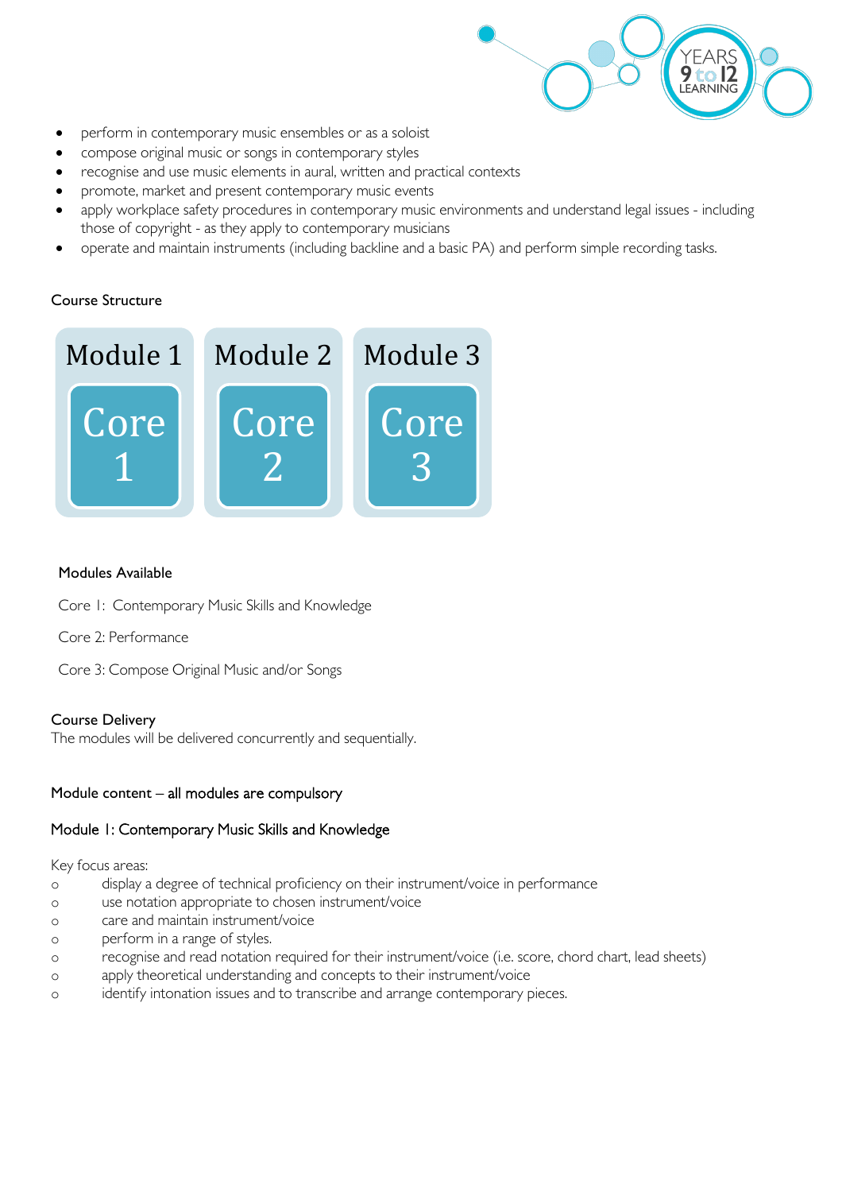- perform in contemporary music ensembles or as a soloist
- compose original music or songs in contemporary styles
- recognise and use music elements in aural, written and practical contexts
- promote, market and present contemporary music events
- apply workplace safety procedures in contemporary music environments and understand legal issues - including those of copyright - as they apply to contemporary musicians
- operate and maintain instruments (including backline and a basic PA) and perform simple recording tasks.

### Course Structure

| Module 1 | Module 2 | Module 3 |
| --- | --- | --- |
| Core 1 | Core 2 | Core 3 |

### Modules Available

Core 1: Contemporary Music Skills and Knowledge

Core 2: Performance

Core 3: Compose Original Music and/or Songs

### Course Delivery

The modules will be delivered concurrently and sequentially.

### Module content – all modules are compulsory

### Module 1: Contemporary Music Skills and Knowledge

Key focus areas:

- display a degree of technical proficiency on their instrument/voice in performance
- use notation appropriate to chosen instrument/voice
- care and maintain instrument/voice
- perform in a range of styles.
- recognise and read notation required for their instrument/voice (i.e. score, chord chart, lead sheets)
- apply theoretical understanding and concepts to their instrument/voice
- identify intonation issues and to transcribe and arrange contemporary pieces.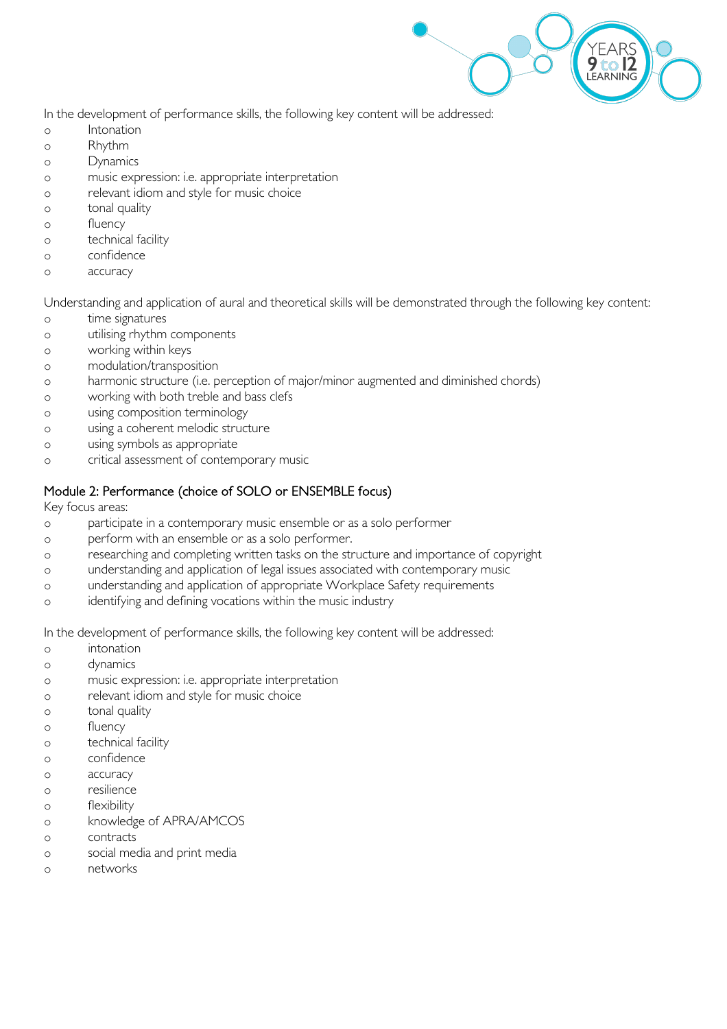In the development of performance skills, the following key content will be addressed:

- Intonation
- Rhythm
- Dynamics
- music expression: i.e. appropriate interpretation
- relevant idiom and style for music choice
- tonal quality
- fluency
- technical facility
- confidence
- accuracy

Understanding and application of aural and theoretical skills will be demonstrated through the following key content:

- time signatures
- utilising rhythm components
- working within keys
- modulation/transposition
- harmonic structure (i.e. perception of major/minor augmented and diminished chords)
- working with both treble and bass clefs
- using composition terminology
- using a coherent melodic structure
- using symbols as appropriate
- critical assessment of contemporary music

## Module 2: Performance (choice of SOLO or ENSEMBLE focus)

Key focus areas:

- participate in a contemporary music ensemble or as a solo performer
- perform with an ensemble or as a solo performer.
- researching and completing written tasks on the structure and importance of copyright
- understanding and application of legal issues associated with contemporary music
- understanding and application of appropriate Workplace Safety requirements
- identifying and defining vocations within the music industry

In the development of performance skills, the following key content will be addressed:

- intonation
- dynamics
- music expression: i.e. appropriate interpretation
- relevant idiom and style for music choice
- tonal quality
- fluency
- technical facility
- confidence
- accuracy
- resilience
- flexibility
- knowledge of APRA/AMCOS
- contracts
- social media and print media
- networks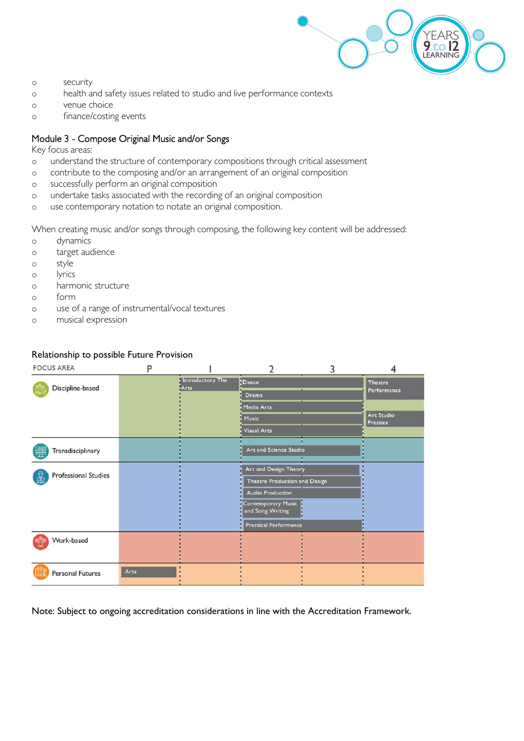- security
- health and safety issues related to studio and live performance contexts
- venue choice
- finance/costing events

### Module 3 - Compose Original Music and/or Songs

Key focus areas:

- understand the structure of contemporary compositions through critical assessment
- contribute to the composing and/or an arrangement of an original composition
- successfully perform an original composition
- undertake tasks associated with the recording of an original composition
- use contemporary notation to notate an original composition.

When creating music and/or songs through composing, the following key content will be addressed:

- dynamics
- target audience
- style
- lyrics
- harmonic structure
- form
- use of a range of instrumental/vocal textures
- musical expression

### Relationship to possible Future Provision

FOCUS AREA
P
1
2
3
4

Discipline-based
Introductory The Arts
Dance
Drama
Media Arts
Music
Visual Arts
Theatre Performance
Art Studio Practice

Transdisciplinary
Art and Science Studio

Professional Studies
Art and Design Theory
Theatre Production and Design
Audio Production
Contemporary Music and Song Writing
Practical Performance

Work-based

Personal Futures
Arts

Note: Subject to ongoing accreditation considerations in line with the Accreditation Framework.